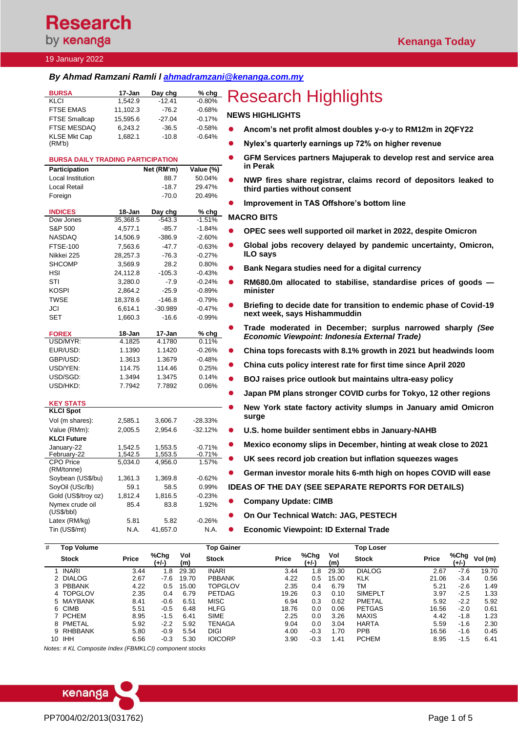Research by kenanga

Kenanga Today

19 January 2022

*By Ahmad Ramzani Ramli I ahmadramzani@kenanga.com.my*

| BURSA | 17-Jan | Day chg | % chg |
|---|---|---|---|
| KLCI | 1,542.9 | -12.41 | -0.80% |
| FTSE EMAS | 11,102.3 | -76.2 | -0.68% |
| FTSE Smallcap | 15,595.6 | -27.04 | -0.17% |
| FTSE MESDAQ | 6,243.2 | -36.5 | -0.58% |
| KLSE Mkt Cap (RM'b) | 1,682.1 | -10.8 | -0.64% |

**BURSA DAILY TRADING PARTICIPATION**

| Participation | Net (RM'm) | Value (%) |
|---|---|---|
| Local Institution | 88.7 | 50.04% |
| Local Retail | -18.7 | 29.47% |
| Foreign | -70.0 | 20.49% |

| INDICES | 18-Jan | Day chg | % chg |
|---|---|---|---|
| Dow Jones | 35,368.5 | -543.3 | -1.51% |
| S&P 500 | 4,577.1 | -85.7 | -1.84% |
| NASDAQ | 14,506.9 | -386.9 | -2.60% |
| FTSE-100 | 7,563.6 | -47.7 | -0.63% |
| Nikkei 225 | 28,257.3 | -76.3 | -0.27% |
| SHCOMP | 3,569.9 | 28.2 | 0.80% |
| HSI | 24,112.8 | -105.3 | -0.43% |
| STI | 3,280.0 | -7.9 | -0.24% |
| KOSPI | 2,864.2 | -25.9 | -0.89% |
| TWSE | 18,378.6 | -146.8 | -0.79% |
| JCI | 6,614.1 | -30.989 | -0.47% |
| SET | 1,660.3 | -16.6 | -0.99% |

| FOREX | 18-Jan | 17-Jan | % chg |
|---|---|---|---|
| USD/MYR: | 4.1825 | 4.1780 | 0.11% |
| EUR/USD: | 1.1390 | 1.1420 | -0.26% |
| GBP/USD: | 1.3613 | 1.3679 | -0.48% |
| USD/YEN: | 114.75 | 114.46 | 0.25% |
| USD/SGD: | 1.3494 | 1.3475 | 0.14% |
| USD/HKD: | 7.7942 | 7.7892 | 0.06% |

**KEY STATS**

| KLCI Spot | | | |
|---|---|---|---|
| Vol (m shares): | 2,585.1 | 3,606.7 | -28.33% |
| Value (RMm): | 2,005.5 | 2,954.6 | -32.12% |
| **KLCI Future** | | | |
| January-22 | 1,542.5 | 1,553.5 | -0.71% |
| February-22 | 1,542.5 | 1,553.5 | -0.71% |
| CPO Price (RM/tonne) | 5,034.0 | 4,956.0 | 1.57% |
| Soybean (US$/bu) | 1,361.3 | 1,369.8 | -0.62% |
| SoyOil (USc/lb) | 59.1 | 58.5 | 0.99% |
| Gold (US$/troy oz) | 1,812.4 | 1,816.5 | -0.23% |
| Nymex crude oil (US$/bbl) | 85.4 | 83.8 | 1.92% |
| Latex (RM/kg) | 5.81 | 5.82 | -0.26% |
| Tin (US$/mt) | N.A. | 41,657.0 | N.A. |

# Research Highlights

## NEWS HIGHLIGHTS

- **Ancom's net profit almost doubles y-o-y to RM12m in 2QFY22**
- **Nylex's quarterly earnings up 72% on higher revenue**
- **GFM Services partners Majuperak to develop rest and service area in Perak**
- **NWP fires share registrar, claims record of depositors leaked to third parties without consent**
- **Improvement in TAS Offshore's bottom line**

## MACRO BITS

- **OPEC sees well supported oil market in 2022, despite Omicron**
- **Global jobs recovery delayed by pandemic uncertainty, Omicron, ILO says**
- **Bank Negara studies need for a digital currency**
- **RM680.0m allocated to stabilise, standardise prices of goods — minister**
- **Briefing to decide date for transition to endemic phase of Covid-19 next week, says Hishammuddin**
- **Trade moderated in December; surplus narrowed sharply *(See Economic Viewpoint: Indonesia External Trade)***
- **China tops forecasts with 8.1% growth in 2021 but headwinds loom**
- **China cuts policy interest rate for first time since April 2020**
- **BOJ raises price outlook but maintains ultra-easy policy**
- **Japan PM plans stronger COVID curbs for Tokyo, 12 other regions**
- **New York state factory activity slumps in January amid Omicron surge**
- **U.S. home builder sentiment ebbs in January-NAHB**
- **Mexico economy slips in December, hinting at weak close to 2021**
- **UK sees record job creation but inflation squeezes wages**
- **German investor morale hits 6-mth high on hopes COVID will ease**

## IDEAS OF THE DAY (SEE SEPARATE REPORTS FOR DETAILS)

- **Company Update: CIMB**
- **On Our Technical Watch: JAG, PESTECH**
- **Economic Viewpoint: ID External Trade**

| # | Top Volume | | | | Top Gainer | | | | Top Loser | | | |
|---|---|---|---|---|---|---|---|---|---|---|---|---|
| | Stock | Price | %Chg (+/-) | Vol (m) | Stock | Price | %Chg (+/-) | Vol (m) | Stock | Price | %Chg (+/-) | Vol (m) |
| 1 | INARI | 3.44 | 1.8 | 29.30 | INARI | 3.44 | 1.8 | 29.30 | DIALOG | 2.67 | -7.6 | 19.70 |
| 2 | DIALOG | 2.67 | -7.6 | 19.70 | PBBANK | 4.22 | 0.5 | 15.00 | KLK | 21.06 | -3.4 | 0.56 |
| 3 | PBBANK | 4.22 | 0.5 | 15.00 | TOPGLOV | 2.35 | 0.4 | 6.79 | TM | 5.21 | -2.6 | 1.49 |
| 4 | TOPGLOV | 2.35 | 0.4 | 6.79 | PETDAG | 19.26 | 0.3 | 0.10 | SIMEPLT | 3.97 | -2.5 | 1.33 |
| 5 | MAYBANK | 8.41 | -0.6 | 6.51 | MISC | 6.94 | 0.3 | 0.62 | PMETAL | 5.92 | -2.2 | 5.92 |
| 6 | CIMB | 5.51 | -0.5 | 6.48 | HLFG | 18.76 | 0.0 | 0.06 | PETGAS | 16.56 | -2.0 | 0.61 |
| 7 | PCHEM | 8.95 | -1.5 | 6.41 | SIME | 2.25 | 0.0 | 3.26 | MAXIS | 4.42 | -1.8 | 1.23 |
| 8 | PMETAL | 5.92 | -2.2 | 5.92 | TENAGA | 9.04 | 0.0 | 3.04 | HARTA | 5.59 | -1.6 | 2.30 |
| 9 | RHBBANK | 5.80 | -0.9 | 5.54 | DIGI | 4.00 | -0.3 | 1.70 | PPB | 16.56 | -1.6 | 0.45 |
| 10 | IHH | 6.56 | -0.3 | 5.30 | IOICORP | 3.90 | -0.3 | 1.41 | PCHEM | 8.95 | -1.5 | 6.41 |

*Notes: # KL Composite Index (FBMKLCI) component stocks*

PP7004/02/2013(031762)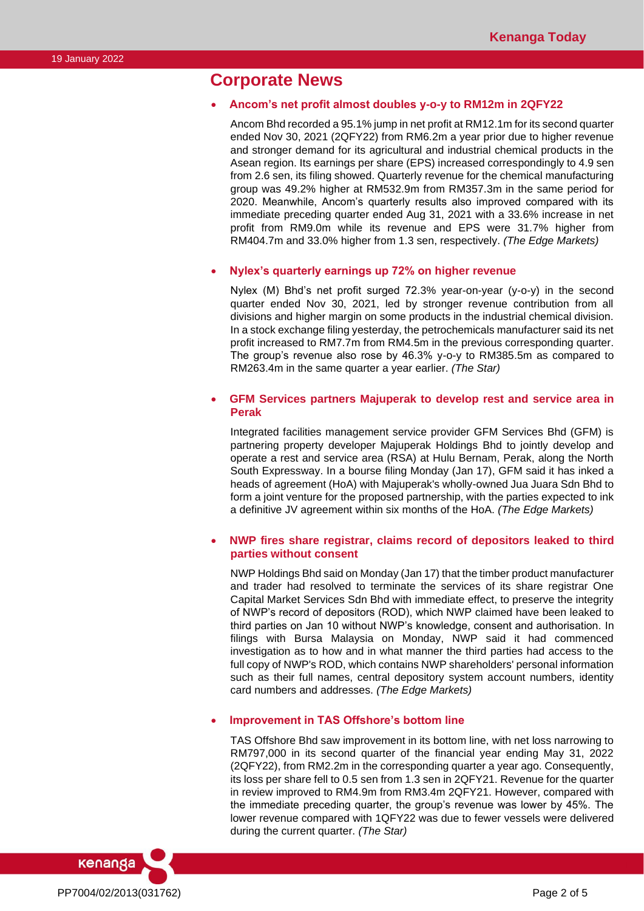# Corporate News

- **Ancom's net profit almost doubles y-o-y to RM12m in 2QFY22**

  Ancom Bhd recorded a 95.1% jump in net profit at RM12.1m for its second quarter ended Nov 30, 2021 (2QFY22) from RM6.2m a year prior due to higher revenue and stronger demand for its agricultural and industrial chemical products in the Asean region. Its earnings per share (EPS) increased correspondingly to 4.9 sen from 2.6 sen, its filing showed. Quarterly revenue for the chemical manufacturing group was 49.2% higher at RM532.9m from RM357.3m in the same period for 2020. Meanwhile, Ancom's quarterly results also improved compared with its immediate preceding quarter ended Aug 31, 2021 with a 33.6% increase in net profit from RM9.0m while its revenue and EPS were 31.7% higher from RM404.7m and 33.0% higher from 1.3 sen, respectively. *(The Edge Markets)*

- **Nylex's quarterly earnings up 72% on higher revenue**

  Nylex (M) Bhd's net profit surged 72.3% year-on-year (y-o-y) in the second quarter ended Nov 30, 2021, led by stronger revenue contribution from all divisions and higher margin on some products in the industrial chemical division. In a stock exchange filing yesterday, the petrochemicals manufacturer said its net profit increased to RM7.7m from RM4.5m in the previous corresponding quarter. The group's revenue also rose by 46.3% y-o-y to RM385.5m as compared to RM263.4m in the same quarter a year earlier. *(The Star)*

- **GFM Services partners Majuperak to develop rest and service area in Perak**

  Integrated facilities management service provider GFM Services Bhd (GFM) is partnering property developer Majuperak Holdings Bhd to jointly develop and operate a rest and service area (RSA) at Hulu Bernam, Perak, along the North South Expressway. In a bourse filing Monday (Jan 17), GFM said it has inked a heads of agreement (HoA) with Majuperak's wholly-owned Jua Juara Sdn Bhd to form a joint venture for the proposed partnership, with the parties expected to ink a definitive JV agreement within six months of the HoA. *(The Edge Markets)*

- **NWP fires share registrar, claims record of depositors leaked to third parties without consent**

  NWP Holdings Bhd said on Monday (Jan 17) that the timber product manufacturer and trader had resolved to terminate the services of its share registrar One Capital Market Services Sdn Bhd with immediate effect, to preserve the integrity of NWP's record of depositors (ROD), which NWP claimed have been leaked to third parties on Jan 10 without NWP's knowledge, consent and authorisation. In filings with Bursa Malaysia on Monday, NWP said it had commenced investigation as to how and in what manner the third parties had access to the full copy of NWP's ROD, which contains NWP shareholders' personal information such as their full names, central depository system account numbers, identity card numbers and addresses. *(The Edge Markets)*

- **Improvement in TAS Offshore's bottom line**

  TAS Offshore Bhd saw improvement in its bottom line, with net loss narrowing to RM797,000 in its second quarter of the financial year ending May 31, 2022 (2QFY22), from RM2.2m in the corresponding quarter a year ago. Consequently, its loss per share fell to 0.5 sen from 1.3 sen in 2QFY21. Revenue for the quarter in review improved to RM4.9m from RM3.4m 2QFY21. However, compared with the immediate preceding quarter, the group's revenue was lower by 45%. The lower revenue compared with 1QFY22 was due to fewer vessels were delivered during the current quarter. *(The Star)*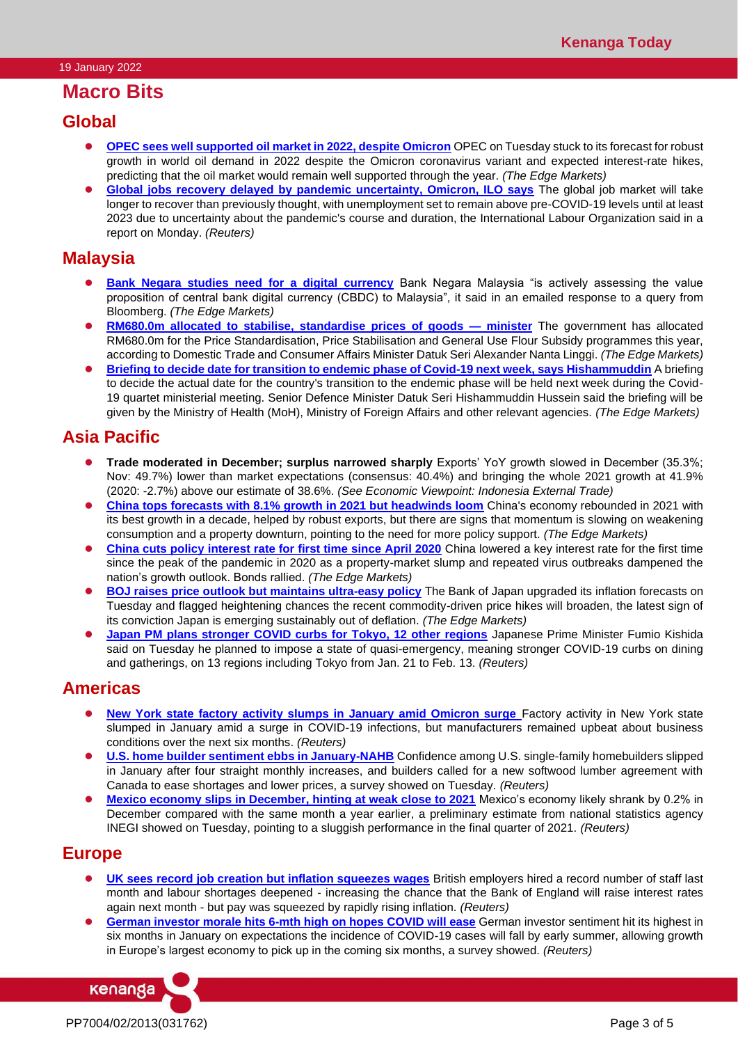# Macro Bits

## Global

- **OPEC sees well supported oil market in 2022, despite Omicron** OPEC on Tuesday stuck to its forecast for robust growth in world oil demand in 2022 despite the Omicron coronavirus variant and expected interest-rate hikes, predicting that the oil market would remain well supported through the year. *(The Edge Markets)*
- **Global jobs recovery delayed by pandemic uncertainty, Omicron, ILO says** The global job market will take longer to recover than previously thought, with unemployment set to remain above pre-COVID-19 levels until at least 2023 due to uncertainty about the pandemic's course and duration, the International Labour Organization said in a report on Monday. *(Reuters)*

## Malaysia

- **Bank Negara studies need for a digital currency** Bank Negara Malaysia "is actively assessing the value proposition of central bank digital currency (CBDC) to Malaysia", it said in an emailed response to a query from Bloomberg. *(The Edge Markets)*
- **RM680.0m allocated to stabilise, standardise prices of goods — minister** The government has allocated RM680.0m for the Price Standardisation, Price Stabilisation and General Use Flour Subsidy programmes this year, according to Domestic Trade and Consumer Affairs Minister Datuk Seri Alexander Nanta Linggi. *(The Edge Markets)*
- **Briefing to decide date for transition to endemic phase of Covid-19 next week, says Hishammuddin** A briefing to decide the actual date for the country's transition to the endemic phase will be held next week during the Covid-19 quartet ministerial meeting. Senior Defence Minister Datuk Seri Hishammuddin Hussein said the briefing will be given by the Ministry of Health (MoH), Ministry of Foreign Affairs and other relevant agencies. *(The Edge Markets)*

## Asia Pacific

- **Trade moderated in December; surplus narrowed sharply** Exports' YoY growth slowed in December (35.3%; Nov: 49.7%) lower than market expectations (consensus: 40.4%) and bringing the whole 2021 growth at 41.9% (2020: -2.7%) above our estimate of 38.6%. *(See Economic Viewpoint: Indonesia External Trade)*
- **China tops forecasts with 8.1% growth in 2021 but headwinds loom** China's economy rebounded in 2021 with its best growth in a decade, helped by robust exports, but there are signs that momentum is slowing on weakening consumption and a property downturn, pointing to the need for more policy support. *(The Edge Markets)*
- **China cuts policy interest rate for first time since April 2020** China lowered a key interest rate for the first time since the peak of the pandemic in 2020 as a property-market slump and repeated virus outbreaks dampened the nation's growth outlook. Bonds rallied. *(The Edge Markets)*
- **BOJ raises price outlook but maintains ultra-easy policy** The Bank of Japan upgraded its inflation forecasts on Tuesday and flagged heightening chances the recent commodity-driven price hikes will broaden, the latest sign of its conviction Japan is emerging sustainably out of deflation. *(The Edge Markets)*
- **Japan PM plans stronger COVID curbs for Tokyo, 12 other regions** Japanese Prime Minister Fumio Kishida said on Tuesday he planned to impose a state of quasi-emergency, meaning stronger COVID-19 curbs on dining and gatherings, on 13 regions including Tokyo from Jan. 21 to Feb. 13. *(Reuters)*

## Americas

- **New York state factory activity slumps in January amid Omicron surge** Factory activity in New York state slumped in January amid a surge in COVID-19 infections, but manufacturers remained upbeat about business conditions over the next six months. *(Reuters)*
- **U.S. home builder sentiment ebbs in January-NAHB** Confidence among U.S. single-family homebuilders slipped in January after four straight monthly increases, and builders called for a new softwood lumber agreement with Canada to ease shortages and lower prices, a survey showed on Tuesday. *(Reuters)*
- **Mexico economy slips in December, hinting at weak close to 2021** Mexico's economy likely shrank by 0.2% in December compared with the same month a year earlier, a preliminary estimate from national statistics agency INEGI showed on Tuesday, pointing to a sluggish performance in the final quarter of 2021. *(Reuters)*

## Europe

- **UK sees record job creation but inflation squeezes wages** British employers hired a record number of staff last month and labour shortages deepened - increasing the chance that the Bank of England will raise interest rates again next month - but pay was squeezed by rapidly rising inflation. *(Reuters)*
- **German investor morale hits 6-mth high on hopes COVID will ease** German investor sentiment hit its highest in six months in January on expectations the incidence of COVID-19 cases will fall by early summer, allowing growth in Europe's largest economy to pick up in the coming six months, a survey showed. *(Reuters)*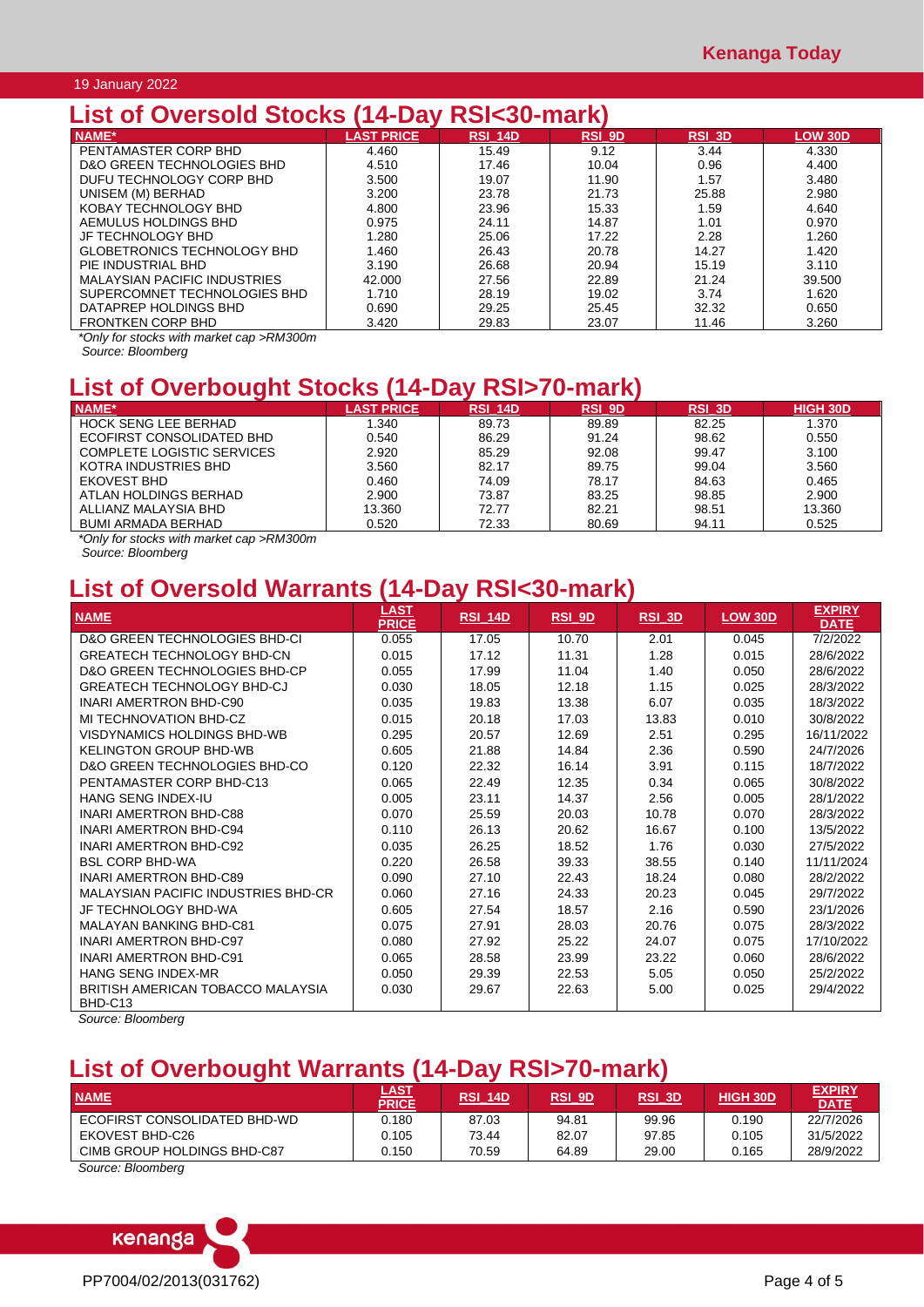19 January 2022

## List of Oversold Stocks (14-Day RSI<30-mark)

| NAME* | LAST PRICE | RSI_14D | RSI_9D | RSI_3D | LOW 30D |
|---|---|---|---|---|---|
| PENTAMASTER CORP BHD | 4.460 | 15.49 | 9.12 | 3.44 | 4.330 |
| D&O GREEN TECHNOLOGIES BHD | 4.510 | 17.46 | 10.04 | 0.96 | 4.400 |
| DUFU TECHNOLOGY CORP BHD | 3.500 | 19.07 | 11.90 | 1.57 | 3.480 |
| UNISEM (M) BERHAD | 3.200 | 23.78 | 21.73 | 25.88 | 2.980 |
| KOBAY TECHNOLOGY BHD | 4.800 | 23.96 | 15.33 | 1.59 | 4.640 |
| AEMULUS HOLDINGS BHD | 0.975 | 24.11 | 14.87 | 1.01 | 0.970 |
| JF TECHNOLOGY BHD | 1.280 | 25.06 | 17.22 | 2.28 | 1.260 |
| GLOBETRONICS TECHNOLOGY BHD | 1.460 | 26.43 | 20.78 | 14.27 | 1.420 |
| PIE INDUSTRIAL BHD | 3.190 | 26.68 | 20.94 | 15.19 | 3.110 |
| MALAYSIAN PACIFIC INDUSTRIES | 42.000 | 27.56 | 22.89 | 21.24 | 39.500 |
| SUPERCOMNET TECHNOLOGIES BHD | 1.710 | 28.19 | 19.02 | 3.74 | 1.620 |
| DATAPREP HOLDINGS BHD | 0.690 | 29.25 | 25.45 | 32.32 | 0.650 |
| FRONTKEN CORP BHD | 3.420 | 29.83 | 23.07 | 11.46 | 3.260 |

*Only for stocks with market cap >RM300m*

*Source: Bloomberg*

## List of Overbought Stocks (14-Day RSI>70-mark)

| NAME* | LAST PRICE | RSI_14D | RSI_9D | RSI_3D | HIGH 30D |
|---|---|---|---|---|---|
| HOCK SENG LEE BERHAD | 1.340 | 89.73 | 89.89 | 82.25 | 1.370 |
| ECOFIRST CONSOLIDATED BHD | 0.540 | 86.29 | 91.24 | 98.62 | 0.550 |
| COMPLETE LOGISTIC SERVICES | 2.920 | 85.29 | 92.08 | 99.47 | 3.100 |
| KOTRA INDUSTRIES BHD | 3.560 | 82.17 | 89.75 | 99.04 | 3.560 |
| EKOVEST BHD | 0.460 | 74.09 | 78.17 | 84.63 | 0.465 |
| ATLAN HOLDINGS BERHAD | 2.900 | 73.87 | 83.25 | 98.85 | 2.900 |
| ALLIANZ MALAYSIA BHD | 13.360 | 72.77 | 82.21 | 98.51 | 13.360 |
| BUMI ARMADA BERHAD | 0.520 | 72.33 | 80.69 | 94.11 | 0.525 |

*Only for stocks with market cap >RM300m*

*Source: Bloomberg*

## List of Oversold Warrants (14-Day RSI<30-mark)

| NAME | LAST PRICE | RSI_14D | RSI_9D | RSI_3D | LOW 30D | EXPIRY DATE |
|---|---|---|---|---|---|---|
| D&O GREEN TECHNOLOGIES BHD-CI | 0.055 | 17.05 | 10.70 | 2.01 | 0.045 | 7/2/2022 |
| GREATECH TECHNOLOGY BHD-CN | 0.015 | 17.12 | 11.31 | 1.28 | 0.015 | 28/6/2022 |
| D&O GREEN TECHNOLOGIES BHD-CP | 0.055 | 17.99 | 11.04 | 1.40 | 0.050 | 28/6/2022 |
| GREATECH TECHNOLOGY BHD-CJ | 0.030 | 18.05 | 12.18 | 1.15 | 0.025 | 28/3/2022 |
| INARI AMERTRON BHD-C90 | 0.035 | 19.83 | 13.38 | 6.07 | 0.035 | 18/3/2022 |
| MI TECHNOVATION BHD-CZ | 0.015 | 20.18 | 17.03 | 13.83 | 0.010 | 30/8/2022 |
| VISDYNAMICS HOLDINGS BHD-WB | 0.295 | 20.57 | 12.69 | 2.51 | 0.295 | 16/11/2022 |
| KELINGTON GROUP BHD-WB | 0.605 | 21.88 | 14.84 | 2.36 | 0.590 | 24/7/2026 |
| D&O GREEN TECHNOLOGIES BHD-CO | 0.120 | 22.32 | 16.14 | 3.91 | 0.115 | 18/7/2022 |
| PENTAMASTER CORP BHD-C13 | 0.065 | 22.49 | 12.35 | 0.34 | 0.065 | 30/8/2022 |
| HANG SENG INDEX-IU | 0.005 | 23.11 | 14.37 | 2.56 | 0.005 | 28/1/2022 |
| INARI AMERTRON BHD-C88 | 0.070 | 25.59 | 20.03 | 10.78 | 0.070 | 28/3/2022 |
| INARI AMERTRON BHD-C94 | 0.110 | 26.13 | 20.62 | 16.67 | 0.100 | 13/5/2022 |
| INARI AMERTRON BHD-C92 | 0.035 | 26.25 | 18.52 | 1.76 | 0.030 | 27/5/2022 |
| BSL CORP BHD-WA | 0.220 | 26.58 | 39.33 | 38.55 | 0.140 | 11/11/2024 |
| INARI AMERTRON BHD-C89 | 0.090 | 27.10 | 22.43 | 18.24 | 0.080 | 28/2/2022 |
| MALAYSIAN PACIFIC INDUSTRIES BHD-CR | 0.060 | 27.16 | 24.33 | 20.23 | 0.045 | 29/7/2022 |
| JF TECHNOLOGY BHD-WA | 0.605 | 27.54 | 18.57 | 2.16 | 0.590 | 23/1/2026 |
| MALAYAN BANKING BHD-C81 | 0.075 | 27.91 | 28.03 | 20.76 | 0.075 | 28/3/2022 |
| INARI AMERTRON BHD-C97 | 0.080 | 27.92 | 25.22 | 24.07 | 0.075 | 17/10/2022 |
| INARI AMERTRON BHD-C91 | 0.065 | 28.58 | 23.99 | 23.22 | 0.060 | 28/6/2022 |
| HANG SENG INDEX-MR | 0.050 | 29.39 | 22.53 | 5.05 | 0.050 | 25/2/2022 |
| BRITISH AMERICAN TOBACCO MALAYSIA BHD-C13 | 0.030 | 29.67 | 22.63 | 5.00 | 0.025 | 29/4/2022 |

*Source: Bloomberg*

## List of Overbought Warrants (14-Day RSI>70-mark)

| NAME | LAST PRICE | RSI_14D | RSI_9D | RSI_3D | HIGH 30D | EXPIRY DATE |
|---|---|---|---|---|---|---|
| ECOFIRST CONSOLIDATED BHD-WD | 0.180 | 87.03 | 94.81 | 99.96 | 0.190 | 22/7/2026 |
| EKOVEST BHD-C26 | 0.105 | 73.44 | 82.07 | 97.85 | 0.105 | 31/5/2022 |
| CIMB GROUP HOLDINGS BHD-C87 | 0.150 | 70.59 | 64.89 | 29.00 | 0.165 | 28/9/2022 |

*Source: Bloomberg*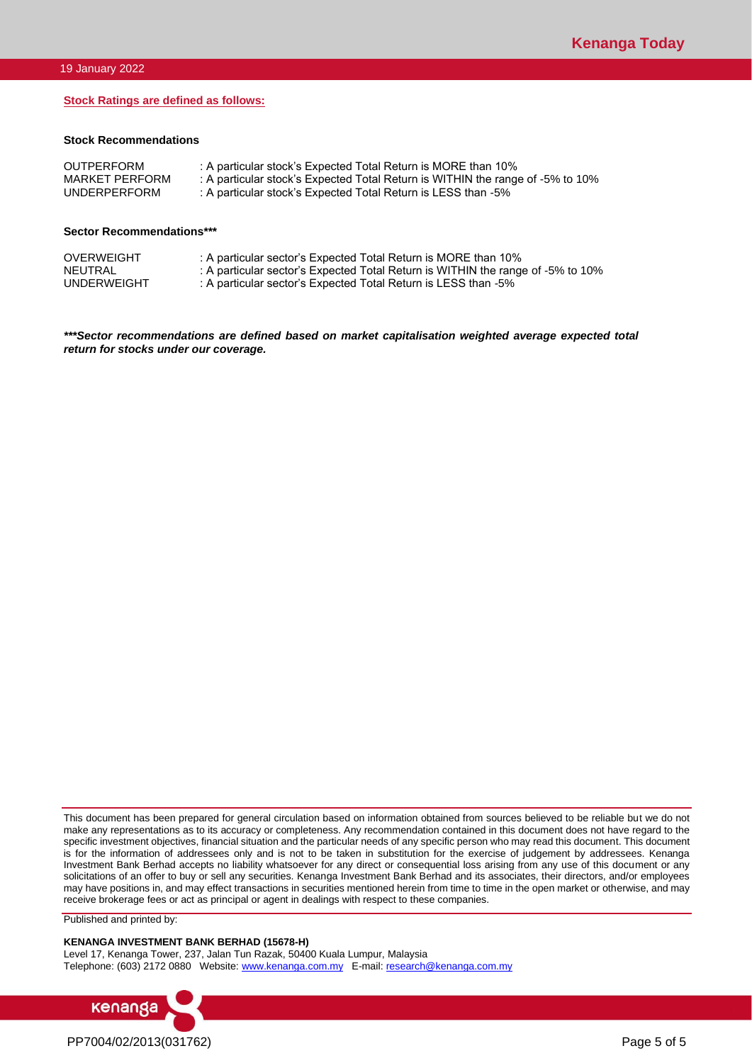**Stock Ratings are defined as follows:**

**Stock Recommendations**

| | |
|---|---|
| OUTPERFORM | : A particular stock's Expected Total Return is MORE than 10% |
| MARKET PERFORM | : A particular stock's Expected Total Return is WITHIN the range of -5% to 10% |
| UNDERPERFORM | : A particular stock's Expected Total Return is LESS than -5% |

**Sector Recommendations*****

| | |
|---|---|
| OVERWEIGHT | : A particular sector's Expected Total Return is MORE than 10% |
| NEUTRAL | : A particular sector's Expected Total Return is WITHIN the range of -5% to 10% |
| UNDERWEIGHT | : A particular sector's Expected Total Return is LESS than -5% |

***\*\*\*Sector recommendations are defined based on market capitalisation weighted average expected total return for stocks under our coverage.***

This document has been prepared for general circulation based on information obtained from sources believed to be reliable but we do not make any representations as to its accuracy or completeness. Any recommendation contained in this document does not have regard to the specific investment objectives, financial situation and the particular needs of any specific person who may read this document. This document is for the information of addressees only and is not to be taken in substitution for the exercise of judgement by addressees. Kenanga Investment Bank Berhad accepts no liability whatsoever for any direct or consequential loss arising from any use of this document or any solicitations of an offer to buy or sell any securities. Kenanga Investment Bank Berhad and its associates, their directors, and/or employees may have positions in, and may effect transactions in securities mentioned herein from time to time in the open market or otherwise, and may receive brokerage fees or act as principal or agent in dealings with respect to these companies.

Published and printed by:

**KENANGA INVESTMENT BANK BERHAD (15678-H)**
Level 17, Kenanga Tower, 237, Jalan Tun Razak, 50400 Kuala Lumpur, Malaysia
Telephone: (603) 2172 0880 Website: www.kenanga.com.my E-mail: research@kenanga.com.my

PP7004/02/2013(031762)